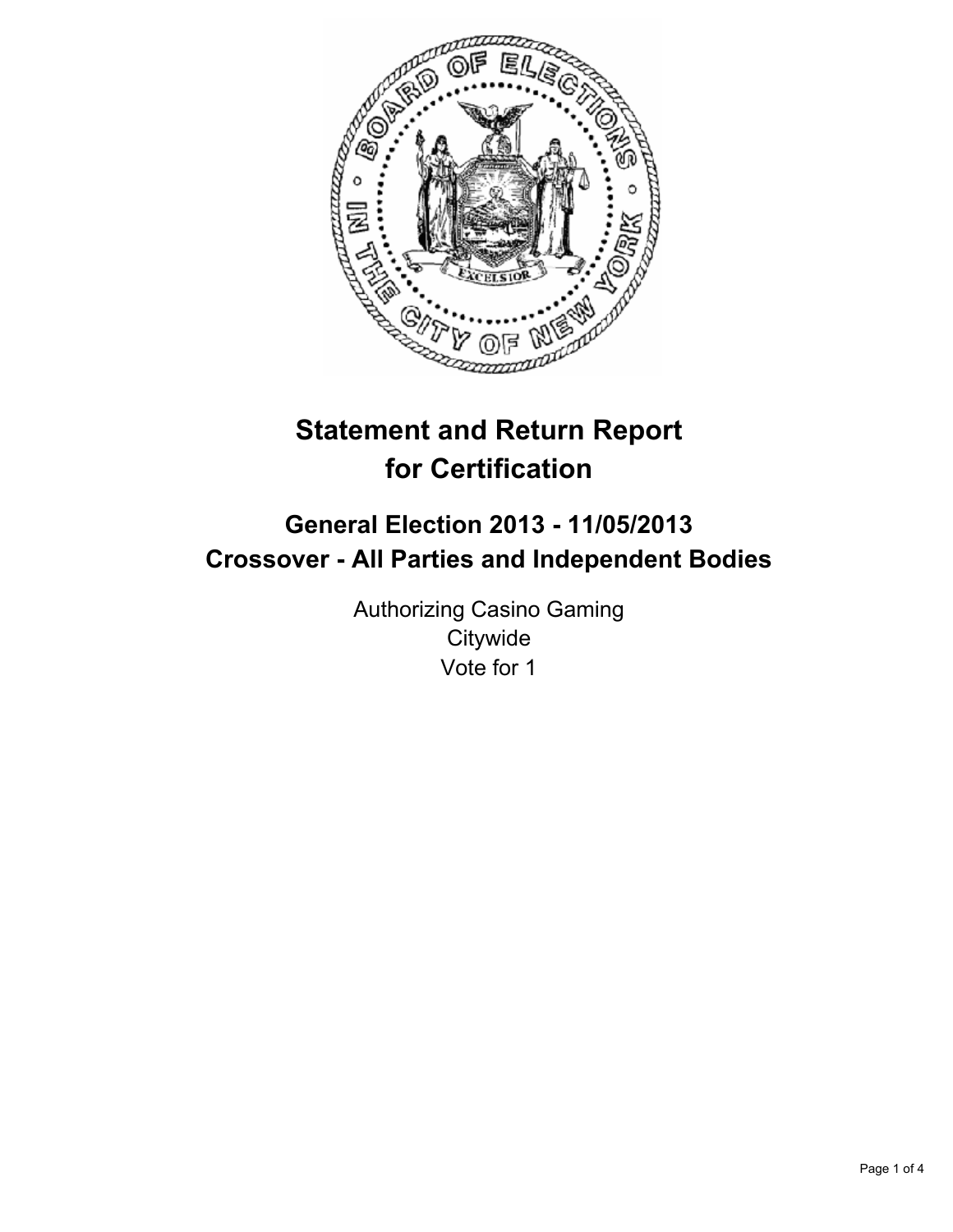# Statement and Return Report for Certification

## General Election 2013 - 11/05/2013
## Crossover - All Parties and Independent Bodies

Authorizing Casino Gaming
Citywide
Vote for 1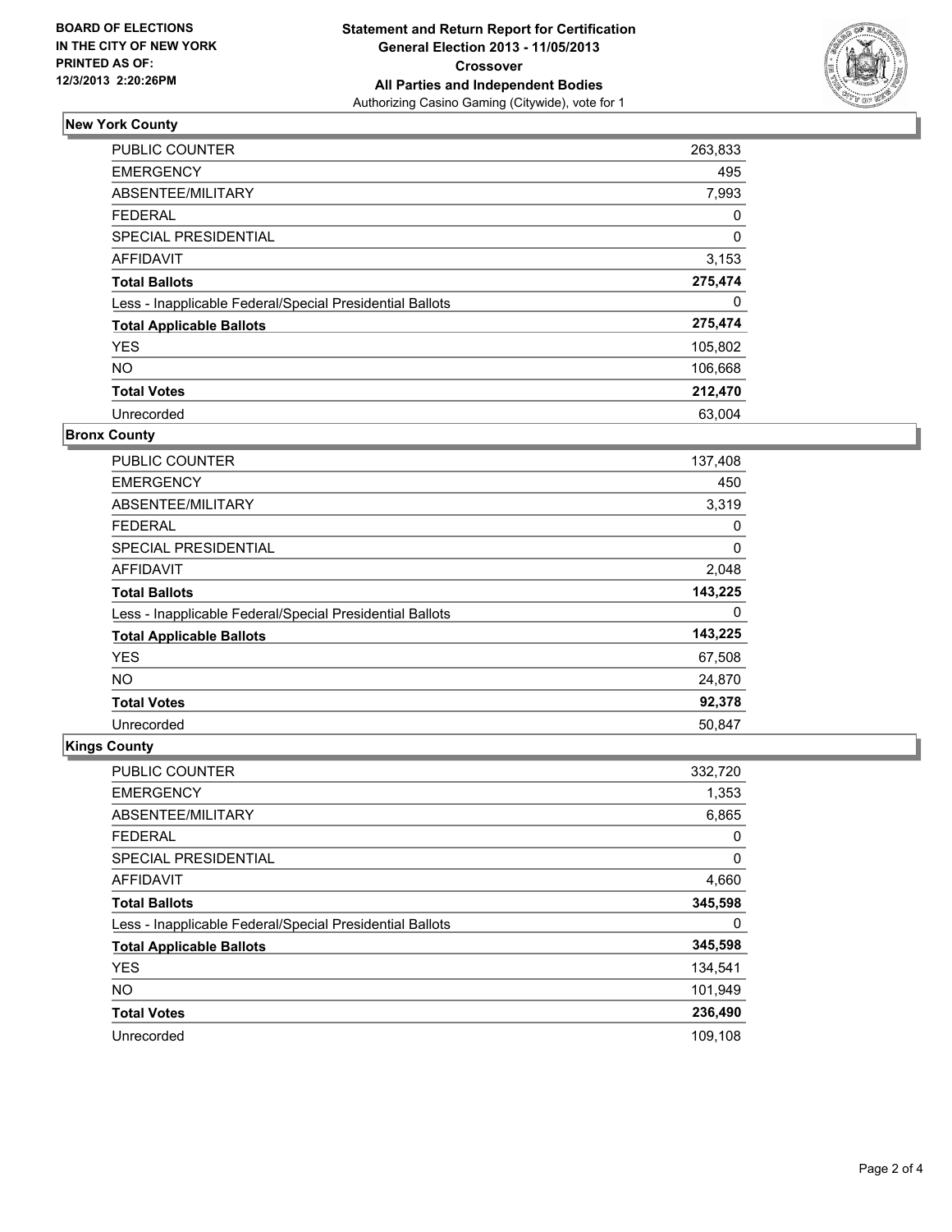**BOARD OF ELECTIONS IN THE CITY OF NEW YORK PRINTED AS OF: 12/3/2013 2:20:26PM**

**Statement and Return Report for Certification**
**General Election 2013 - 11/05/2013**
**Crossover**
**All Parties and Independent Bodies**
Authorizing Casino Gaming (Citywide), vote for 1

### New York County

| | |
|---|---|
| PUBLIC COUNTER | 263,833 |
| EMERGENCY | 495 |
| ABSENTEE/MILITARY | 7,993 |
| FEDERAL | 0 |
| SPECIAL PRESIDENTIAL | 0 |
| AFFIDAVIT | 3,153 |
| **Total Ballots** | **275,474** |
| Less - Inapplicable Federal/Special Presidential Ballots | 0 |
| **Total Applicable Ballots** | **275,474** |
| YES | 105,802 |
| NO | 106,668 |
| **Total Votes** | **212,470** |
| Unrecorded | 63,004 |

### Bronx County

| | |
|---|---|
| PUBLIC COUNTER | 137,408 |
| EMERGENCY | 450 |
| ABSENTEE/MILITARY | 3,319 |
| FEDERAL | 0 |
| SPECIAL PRESIDENTIAL | 0 |
| AFFIDAVIT | 2,048 |
| **Total Ballots** | **143,225** |
| Less - Inapplicable Federal/Special Presidential Ballots | 0 |
| **Total Applicable Ballots** | **143,225** |
| YES | 67,508 |
| NO | 24,870 |
| **Total Votes** | **92,378** |
| Unrecorded | 50,847 |

### Kings County

| | |
|---|---|
| PUBLIC COUNTER | 332,720 |
| EMERGENCY | 1,353 |
| ABSENTEE/MILITARY | 6,865 |
| FEDERAL | 0 |
| SPECIAL PRESIDENTIAL | 0 |
| AFFIDAVIT | 4,660 |
| **Total Ballots** | **345,598** |
| Less - Inapplicable Federal/Special Presidential Ballots | 0 |
| **Total Applicable Ballots** | **345,598** |
| YES | 134,541 |
| NO | 101,949 |
| **Total Votes** | **236,490** |
| Unrecorded | 109,108 |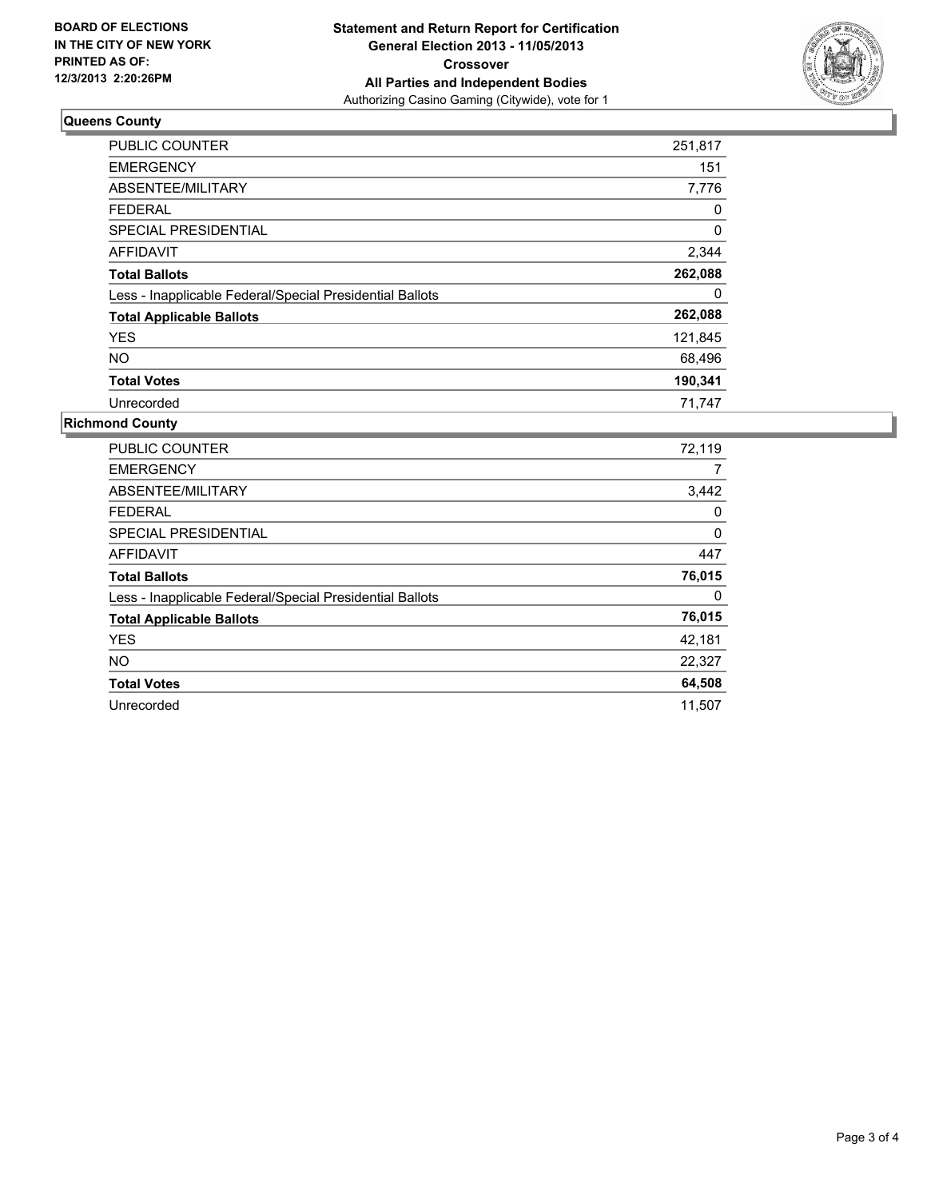**BOARD OF ELECTIONS**
**IN THE CITY OF NEW YORK**
**PRINTED AS OF:**
**12/3/2013 2:20:26PM**

**Statement and Return Report for Certification**
**General Election 2013 - 11/05/2013**
**Crossover**
**All Parties and Independent Bodies**
Authorizing Casino Gaming (Citywide), vote for 1

## Queens County

| | |
|---|---|
| PUBLIC COUNTER | 251,817 |
| EMERGENCY | 151 |
| ABSENTEE/MILITARY | 7,776 |
| FEDERAL | 0 |
| SPECIAL PRESIDENTIAL | 0 |
| AFFIDAVIT | 2,344 |
| **Total Ballots** | **262,088** |
| Less - Inapplicable Federal/Special Presidential Ballots | 0 |
| **Total Applicable Ballots** | **262,088** |
| YES | 121,845 |
| NO | 68,496 |
| **Total Votes** | **190,341** |
| Unrecorded | 71,747 |

## Richmond County

| | |
|---|---|
| PUBLIC COUNTER | 72,119 |
| EMERGENCY | 7 |
| ABSENTEE/MILITARY | 3,442 |
| FEDERAL | 0 |
| SPECIAL PRESIDENTIAL | 0 |
| AFFIDAVIT | 447 |
| **Total Ballots** | **76,015** |
| Less - Inapplicable Federal/Special Presidential Ballots | 0 |
| **Total Applicable Ballots** | **76,015** |
| YES | 42,181 |
| NO | 22,327 |
| **Total Votes** | **64,508** |
| Unrecorded | 11,507 |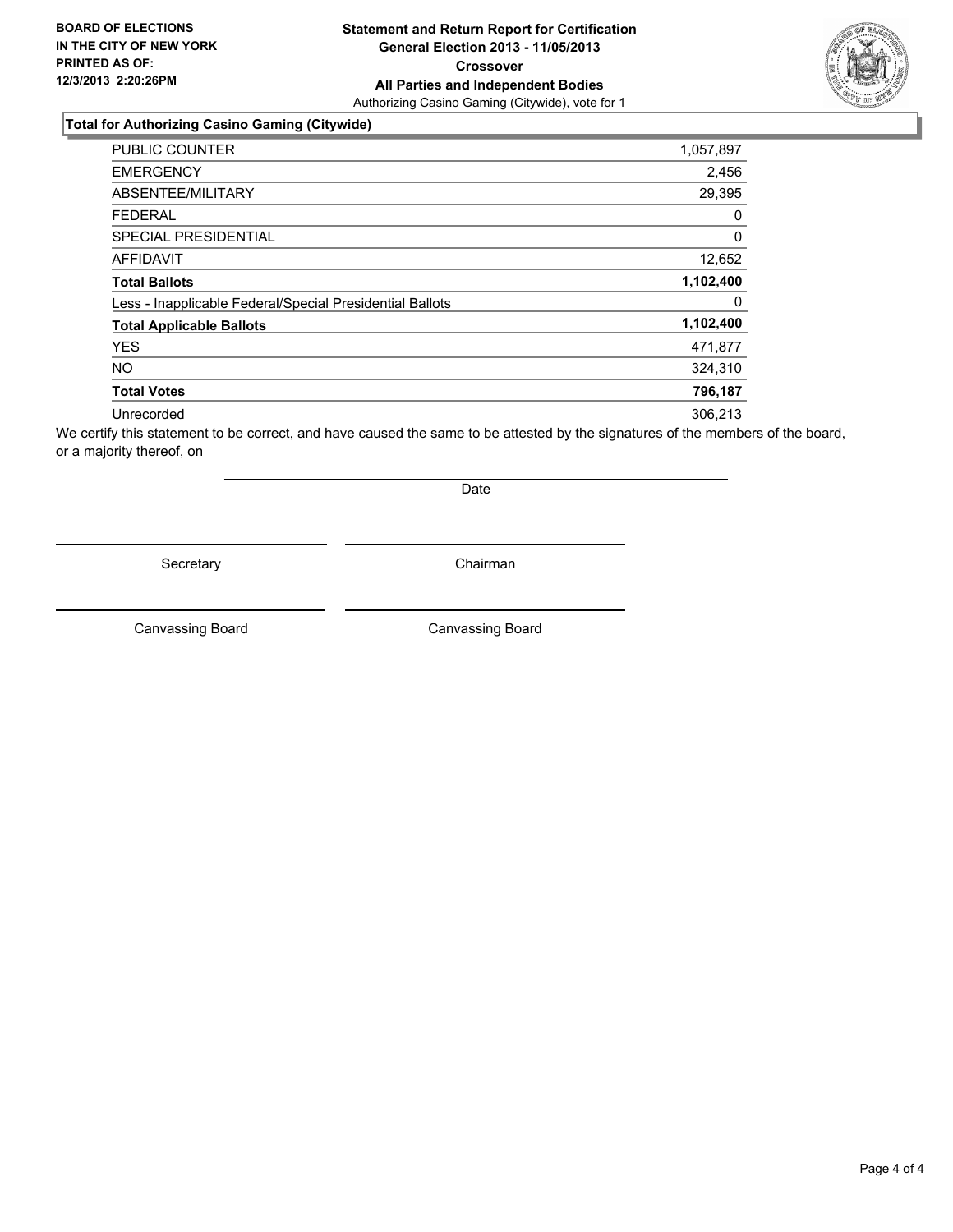**BOARD OF ELECTIONS IN THE CITY OF NEW YORK PRINTED AS OF: 12/3/2013 2:20:26PM**

**Statement and Return Report for Certification**
**General Election 2013 - 11/05/2013**
**Crossover**
**All Parties and Independent Bodies**
Authorizing Casino Gaming (Citywide), vote for 1

### Total for Authorizing Casino Gaming (Citywide)

| | |
|---|---|
| PUBLIC COUNTER | 1,057,897 |
| EMERGENCY | 2,456 |
| ABSENTEE/MILITARY | 29,395 |
| FEDERAL | 0 |
| SPECIAL PRESIDENTIAL | 0 |
| AFFIDAVIT | 12,652 |
| **Total Ballots** | **1,102,400** |
| Less - Inapplicable Federal/Special Presidential Ballots | 0 |
| **Total Applicable Ballots** | **1,102,400** |
| YES | 471,877 |
| NO | 324,310 |
| **Total Votes** | **796,187** |
| Unrecorded | 306,213 |

We certify this statement to be correct, and have caused the same to be attested by the signatures of the members of the board, or a majority thereof, on

Date

Secretary

Chairman

Canvassing Board

Canvassing Board